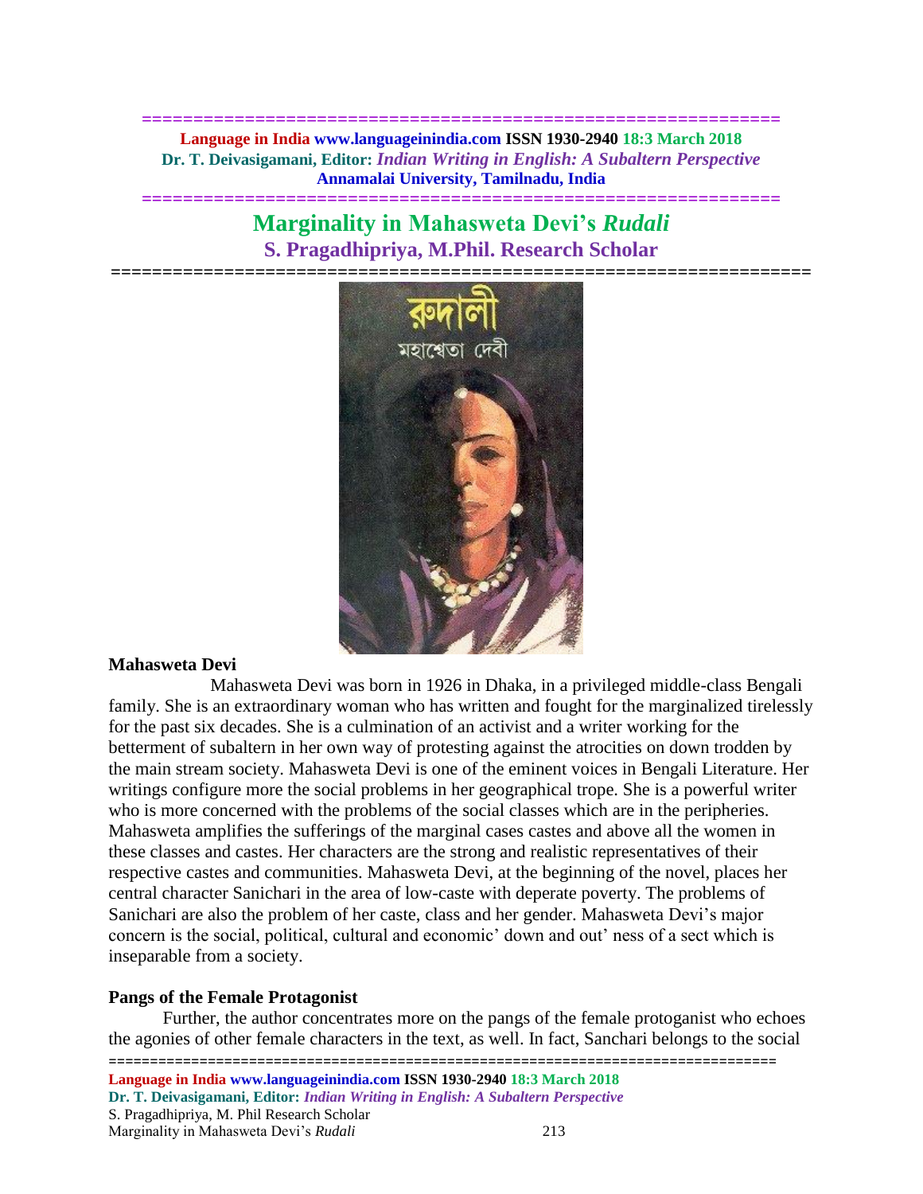# Marginality in Mahasweta Devi's *Rudali*

## S. Pragadhipriya, M.Phil. Research Scholar

### Mahasweta Devi

Mahasweta Devi was born in 1926 in Dhaka, in a privileged middle-class Bengali family. She is an extraordinary woman who has written and fought for the marginalized tirelessly for the past six decades. She is a culmination of an activist and a writer working for the betterment of subaltern in her own way of protesting against the atrocities on down trodden by the main stream society. Mahasweta Devi is one of the eminent voices in Bengali Literature. Her writings configure more the social problems in her geographical trope. She is a powerful writer who is more concerned with the problems of the social classes which are in the peripheries. Mahasweta amplifies the sufferings of the marginal cases castes and above all the women in these classes and castes. Her characters are the strong and realistic representatives of their respective castes and communities. Mahasweta Devi, at the beginning of the novel, places her central character Sanichari in the area of low-caste with deperate poverty. The problems of Sanichari are also the problem of her caste, class and her gender. Mahasweta Devi's major concern is the social, political, cultural and economic' down and out' ness of a sect which is inseparable from a society.

### Pangs of the Female Protagonist

Further, the author concentrates more on the pangs of the female protoganist who echoes the agonies of other female characters in the text, as well. In fact, Sanchari belongs to the social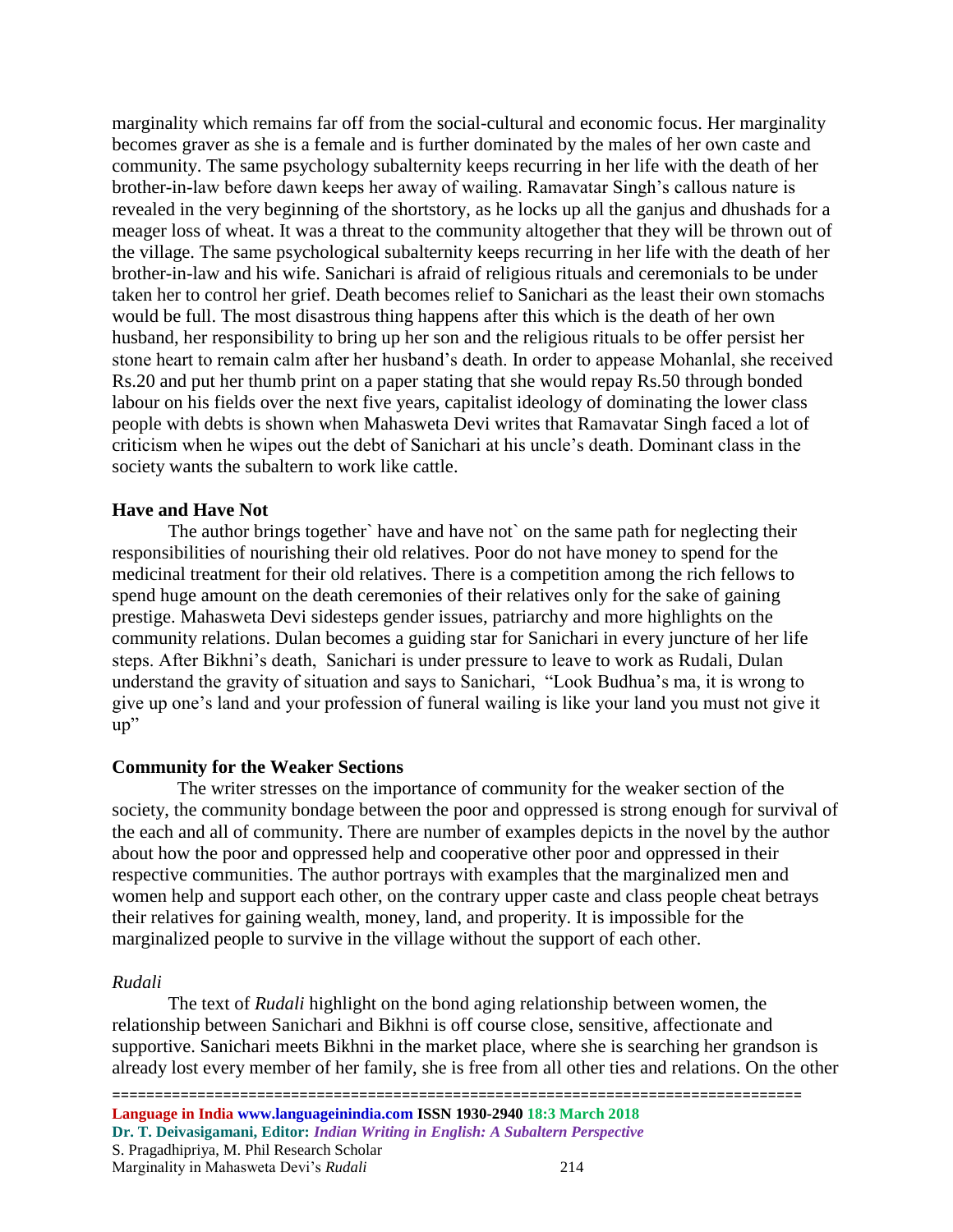marginality which remains far off from the social-cultural and economic focus. Her marginality becomes graver as she is a female and is further dominated by the males of her own caste and community. The same psychology subalternity keeps recurring in her life with the death of her brother-in-law before dawn keeps her away of wailing. Ramavatar Singh's callous nature is revealed in the very beginning of the shortstory, as he locks up all the ganjus and dhushads for a meager loss of wheat. It was a threat to the community altogether that they will be thrown out of the village. The same psychological subalternity keeps recurring in her life with the death of her brother-in-law and his wife. Sanichari is afraid of religious rituals and ceremonials to be under taken her to control her grief. Death becomes relief to Sanichari as the least their own stomachs would be full. The most disastrous thing happens after this which is the death of her own husband, her responsibility to bring up her son and the religious rituals to be offer persist her stone heart to remain calm after her husband's death. In order to appease Mohanlal, she received Rs.20 and put her thumb print on a paper stating that she would repay Rs.50 through bonded labour on his fields over the next five years, capitalist ideology of dominating the lower class people with debts is shown when Mahasweta Devi writes that Ramavatar Singh faced a lot of criticism when he wipes out the debt of Sanichari at his uncle's death. Dominant class in the society wants the subaltern to work like cattle.

**Have and Have Not**

The author brings together` have and have not` on the same path for neglecting their responsibilities of nourishing their old relatives. Poor do not have money to spend for the medicinal treatment for their old relatives. There is a competition among the rich fellows to spend huge amount on the death ceremonies of their relatives only for the sake of gaining prestige. Mahasweta Devi sidesteps gender issues, patriarchy and more highlights on the community relations. Dulan becomes a guiding star for Sanichari in every juncture of her life steps. After Bikhni's death, Sanichari is under pressure to leave to work as Rudali, Dulan understand the gravity of situation and says to Sanichari, "Look Budhua's ma, it is wrong to give up one's land and your profession of funeral wailing is like your land you must not give it up"

**Community for the Weaker Sections**

The writer stresses on the importance of community for the weaker section of the society, the community bondage between the poor and oppressed is strong enough for survival of the each and all of community. There are number of examples depicts in the novel by the author about how the poor and oppressed help and cooperative other poor and oppressed in their respective communities. The author portrays with examples that the marginalized men and women help and support each other, on the contrary upper caste and class people cheat betrays their relatives for gaining wealth, money, land, and properity. It is impossible for the marginalized people to survive in the village without the support of each other.

*Rudali*

The text of *Rudali* highlight on the bond aging relationship between women, the relationship between Sanichari and Bikhni is off course close, sensitive, affectionate and supportive. Sanichari meets Bikhni in the market place, where she is searching her grandson is already lost every member of her family, she is free from all other ties and relations. On the other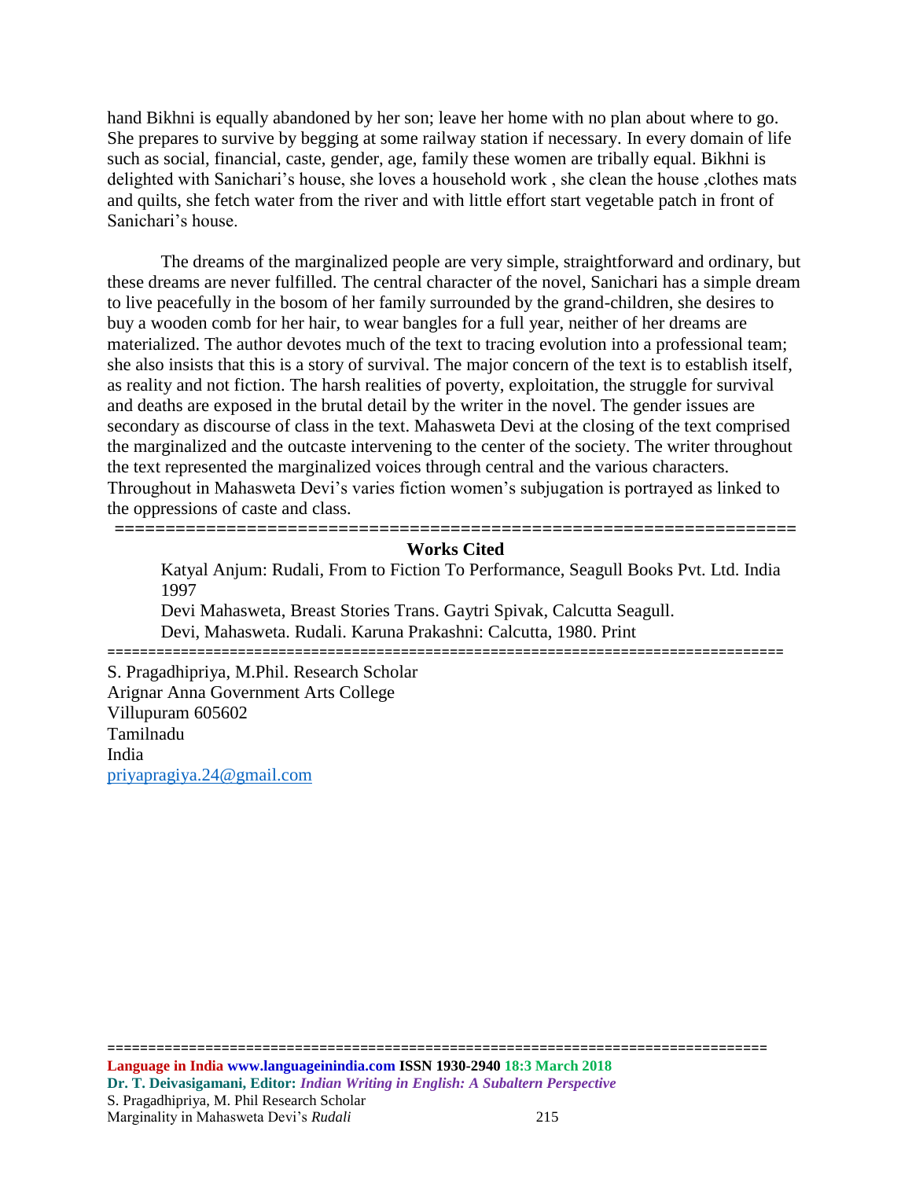hand Bikhni is equally abandoned by her son; leave her home with no plan about where to go. She prepares to survive by begging at some railway station if necessary. In every domain of life such as social, financial, caste, gender, age, family these women are tribally equal. Bikhni is delighted with Sanichari's house, she loves a household work , she clean the house ,clothes mats and quilts, she fetch water from the river and with little effort start vegetable patch in front of Sanichari's house.

The dreams of the marginalized people are very simple, straightforward and ordinary, but these dreams are never fulfilled. The central character of the novel, Sanichari has a simple dream to live peacefully in the bosom of her family surrounded by the grand-children, she desires to buy a wooden comb for her hair, to wear bangles for a full year, neither of her dreams are materialized. The author devotes much of the text to tracing evolution into a professional team; she also insists that this is a story of survival. The major concern of the text is to establish itself, as reality and not fiction. The harsh realities of poverty, exploitation, the struggle for survival and deaths are exposed in the brutal detail by the writer in the novel. The gender issues are secondary as discourse of class in the text. Mahasweta Devi at the closing of the text comprised the marginalized and the outcaste intervening to the center of the society. The writer throughout the text represented the marginalized voices through central and the various characters. Throughout in Mahasweta Devi's varies fiction women's subjugation is portrayed as linked to the oppressions of caste and class.

=================================================================

## Works Cited

Katyal Anjum: Rudali, From to Fiction To Performance, Seagull Books Pvt. Ltd. India 1997

Devi Mahasweta, Breast Stories Trans. Gaytri Spivak, Calcutta Seagull.

Devi, Mahasweta. Rudali. Karuna Prakashni: Calcutta, 1980. Print

=================================================================================

S. Pragadhipriya, M.Phil. Research Scholar
Arignar Anna Government Arts College
Villupuram 605602
Tamilnadu
India
priyapragiya.24@gmail.com